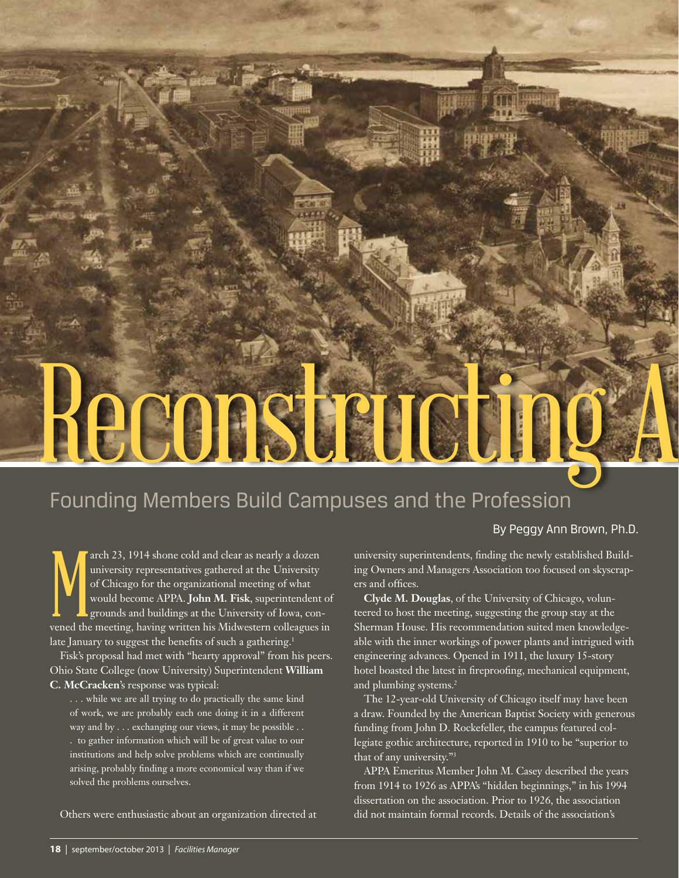# Reconstructing A

## Founding Members Build Campuses and the Profession

By Peggy Ann Brown, Ph.D.

March 23, 1914 shone cold and clear as nearly a dozen university representatives gathered at the University of Chicago for the organizational meeting of what would become APPA. **John M. Fisk**, superintendent of grounds and buildings at the University of Iowa, convened the meeting, having written his Midwestern colleagues in late January to suggest the benefits of such a gathering.[1]

Fisk's proposal had met with "hearty approval" from his peers. Ohio State College (now University) Superintendent **William C. McCracken**'s response was typical:

> . . . while we are all trying to do practically the same kind of work, we are probably each one doing it in a different way and by . . . exchanging our views, it may be possible . . . to gather information which will be of great value to our institutions and help solve problems which are continually arising, probably finding a more economical way than if we solved the problems ourselves.

Others were enthusiastic about an organization directed at university superintendents, finding the newly established Building Owners and Managers Association too focused on skyscrapers and offices.

**Clyde M. Douglas**, of the University of Chicago, volunteered to host the meeting, suggesting the group stay at the Sherman House. His recommendation suited men knowledgeable with the inner workings of power plants and intrigued with engineering advances. Opened in 1911, the luxury 15-story hotel boasted the latest in fireproofing, mechanical equipment, and plumbing systems.[2]

The 12-year-old University of Chicago itself may have been a draw. Founded by the American Baptist Society with generous funding from John D. Rockefeller, the campus featured collegiate gothic architecture, reported in 1910 to be "superior to that of any university."[3]

APPA Emeritus Member John M. Casey described the years from 1914 to 1926 as APPA's "hidden beginnings," in his 1994 dissertation on the association. Prior to 1926, the association did not maintain formal records. Details of the association's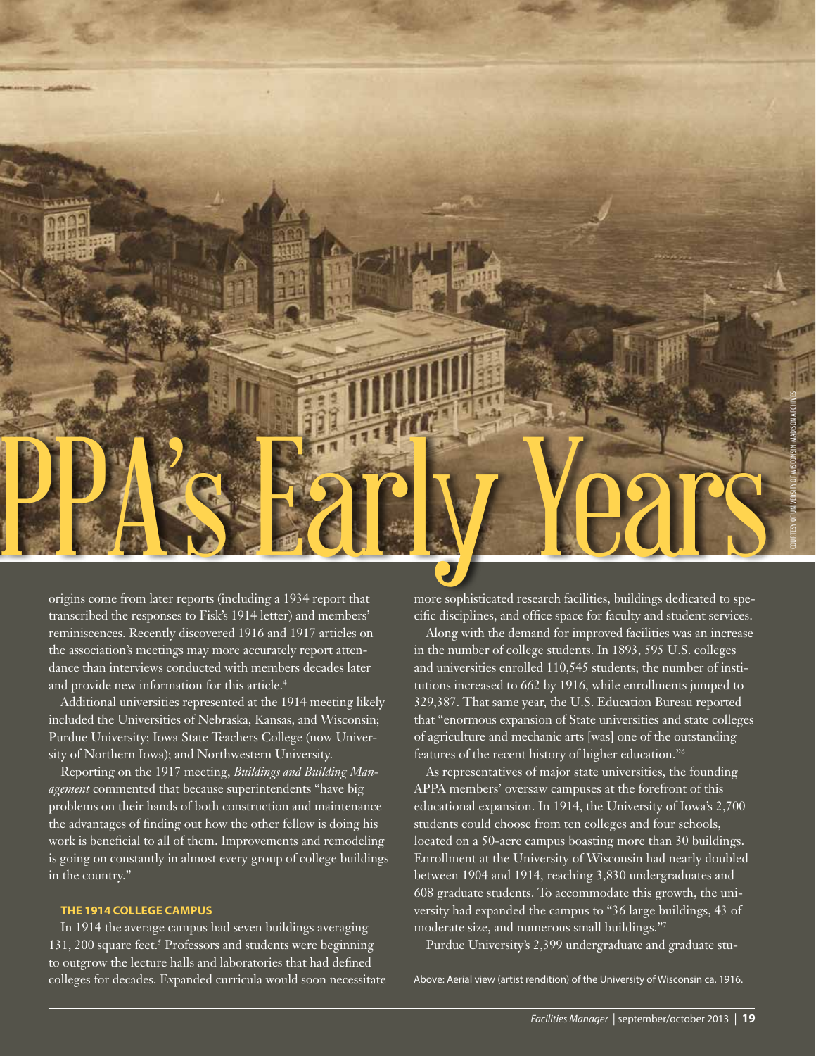# PPA's Early Years

COURTESY OF UNIVERSITY OF WISCONSIN-MADISON ARCHIVES

origins come from later reports (including a 1934 report that transcribed the responses to Fisk's 1914 letter) and members' reminiscences. Recently discovered 1916 and 1917 articles on the association's meetings may more accurately report attendance than interviews conducted with members decades later and provide new information for this article.[4]

Additional universities represented at the 1914 meeting likely included the Universities of Nebraska, Kansas, and Wisconsin; Purdue University; Iowa State Teachers College (now University of Northern Iowa); and Northwestern University.

Reporting on the 1917 meeting, *Buildings and Building Management* commented that because superintendents "have big problems on their hands of both construction and maintenance the advantages of finding out how the other fellow is doing his work is beneficial to all of them. Improvements and remodeling is going on constantly in almost every group of college buildings in the country."

### THE 1914 COLLEGE CAMPUS

In 1914 the average campus had seven buildings averaging 131, 200 square feet.[5] Professors and students were beginning to outgrow the lecture halls and laboratories that had defined colleges for decades. Expanded curricula would soon necessitate more sophisticated research facilities, buildings dedicated to specific disciplines, and office space for faculty and student services.

Along with the demand for improved facilities was an increase in the number of college students. In 1893, 595 U.S. colleges and universities enrolled 110,545 students; the number of institutions increased to 662 by 1916, while enrollments jumped to 329,387. That same year, the U.S. Education Bureau reported that "enormous expansion of State universities and state colleges of agriculture and mechanic arts [was] one of the outstanding features of the recent history of higher education."[6]

As representatives of major state universities, the founding APPA members' oversaw campuses at the forefront of this educational expansion. In 1914, the University of Iowa's 2,700 students could choose from ten colleges and four schools, located on a 50-acre campus boasting more than 30 buildings. Enrollment at the University of Wisconsin had nearly doubled between 1904 and 1914, reaching 3,830 undergraduates and 608 graduate students. To accommodate this growth, the university had expanded the campus to "36 large buildings, 43 of moderate size, and numerous small buildings."[7]

Purdue University's 2,399 undergraduate and graduate stu-

Above: Aerial view (artist rendition) of the University of Wisconsin ca. 1916.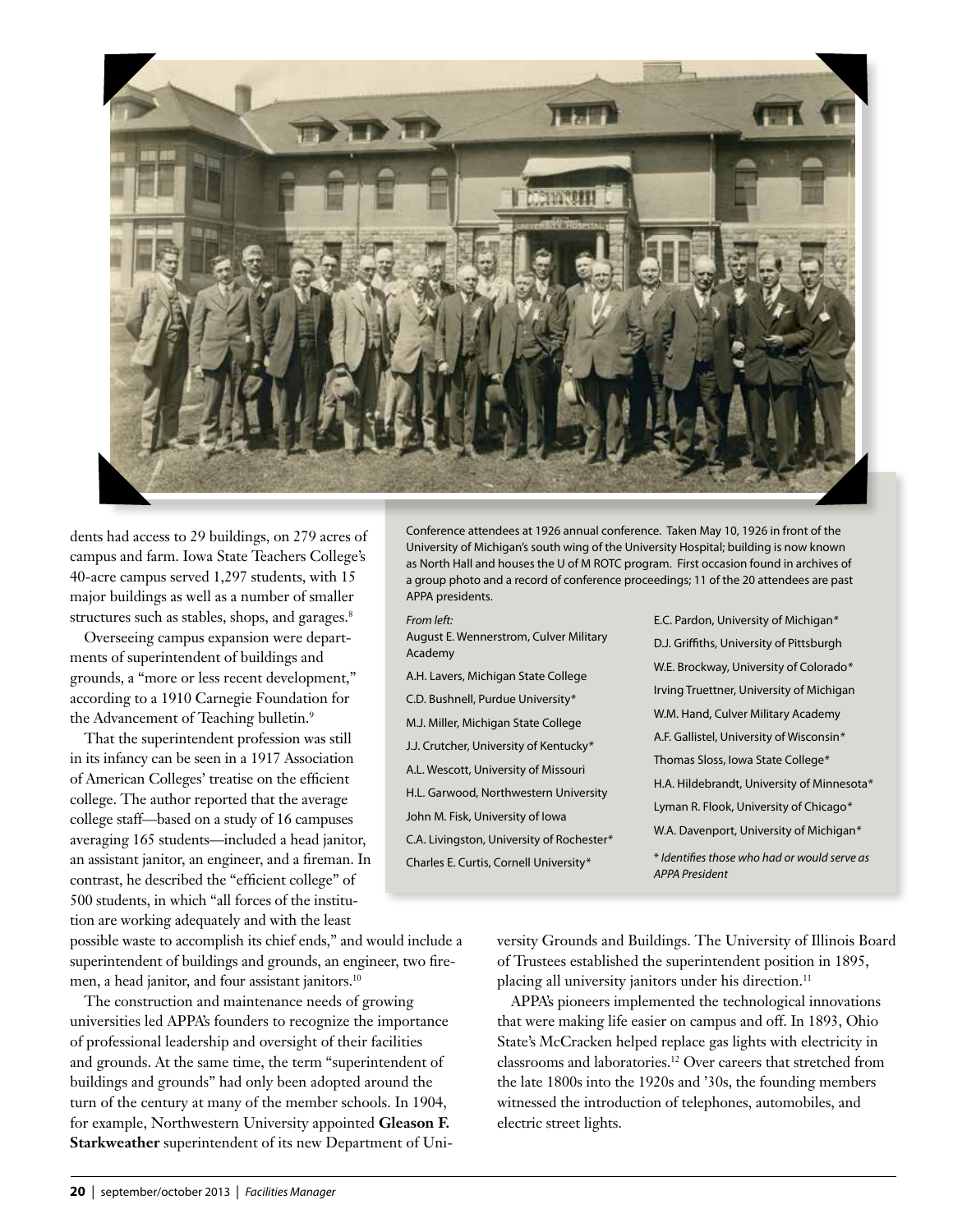dents had access to 29 buildings, on 279 acres of campus and farm. Iowa State Teachers College's 40-acre campus served 1,297 students, with 15 major buildings as well as a number of smaller structures such as stables, shops, and garages.[8]

Overseeing campus expansion were departments of superintendent of buildings and grounds, a "more or less recent development," according to a 1910 Carnegie Foundation for the Advancement of Teaching bulletin.[9]

That the superintendent profession was still in its infancy can be seen in a 1917 Association of American Colleges' treatise on the efficient college. The author reported that the average college staff—based on a study of 16 campuses averaging 165 students—included a head janitor, an assistant janitor, an engineer, and a fireman. In contrast, he described the "efficient college" of 500 students, in which "all forces of the institution are working adequately and with the least possible waste to accomplish its chief ends," and would include a superintendent of buildings and grounds, an engineer, two firemen, a head janitor, and four assistant janitors.[10]

The construction and maintenance needs of growing universities led APPA's founders to recognize the importance of professional leadership and oversight of their facilities and grounds. At the same time, the term "superintendent of buildings and grounds" had only been adopted around the turn of the century at many of the member schools. In 1904, for example, Northwestern University appointed **Gleason F. Starkweather** superintendent of its new Department of University Grounds and Buildings. The University of Illinois Board of Trustees established the superintendent position in 1895, placing all university janitors under his direction.[11]

APPA's pioneers implemented the technological innovations that were making life easier on campus and off. In 1893, Ohio State's McCracken helped replace gas lights with electricity in classrooms and laboratories.[12] Over careers that stretched from the late 1800s into the 1920s and '30s, the founding members witnessed the introduction of telephones, automobiles, and electric street lights.

Conference attendees at 1926 annual conference. Taken May 10, 1926 in front of the University of Michigan's south wing of the University Hospital; building is now known as North Hall and houses the U of M ROTC program. First occasion found in archives of a group photo and a record of conference proceedings; 11 of the 20 attendees are past APPA presidents.

*From left:*

- August E. Wennerstrom, Culver Military Academy
- A.H. Lavers, Michigan State College
- C.D. Bushnell, Purdue University*
- M.J. Miller, Michigan State College
- J.J. Crutcher, University of Kentucky*
- A.L. Wescott, University of Missouri
- H.L. Garwood, Northwestern University
- John M. Fisk, University of Iowa
- C.A. Livingston, University of Rochester*
- Charles E. Curtis, Cornell University*
- E.C. Pardon, University of Michigan*
- D.J. Griffiths, University of Pittsburgh
- W.E. Brockway, University of Colorado*
- Irving Truettner, University of Michigan
- W.M. Hand, Culver Military Academy
- A.F. Gallistel, University of Wisconsin*
- Thomas Sloss, Iowa State College*
- H.A. Hildebrandt, University of Minnesota*
- Lyman R. Flook, University of Chicago*
- W.A. Davenport, University of Michigan*

*\* Identifies those who had or would serve as APPA President*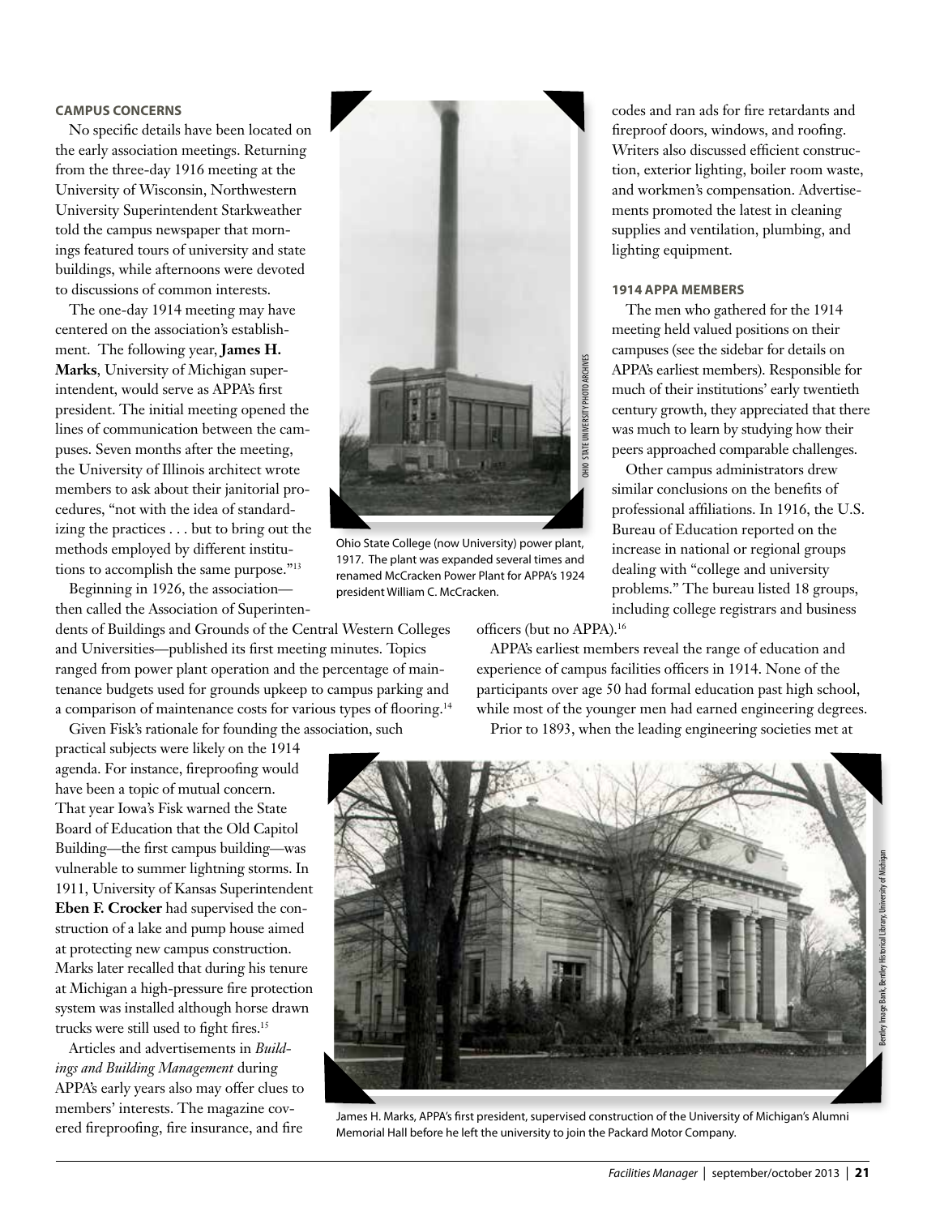### CAMPUS CONCERNS

No specific details have been located on the early association meetings. Returning from the three-day 1916 meeting at the University of Wisconsin, Northwestern University Superintendent Starkweather told the campus newspaper that mornings featured tours of university and state buildings, while afternoons were devoted to discussions of common interests.

The one-day 1914 meeting may have centered on the association's establishment. The following year, **James H. Marks**, University of Michigan superintendent, would serve as APPA's first president. The initial meeting opened the lines of communication between the campuses. Seven months after the meeting, the University of Illinois architect wrote members to ask about their janitorial procedures, "not with the idea of standardizing the practices . . . but to bring out the methods employed by different institutions to accomplish the same purpose."[13]

Beginning in 1926, the association—then called the Association of Superintendents of Buildings and Grounds of the Central Western Colleges and Universities—published its first meeting minutes. Topics ranged from power plant operation and the percentage of maintenance budgets used for grounds upkeep to campus parking and a comparison of maintenance costs for various types of flooring.[14]

Given Fisk's rationale for founding the association, such practical subjects were likely on the 1914 agenda. For instance, fireproofing would have been a topic of mutual concern. That year Iowa's Fisk warned the State Board of Education that the Old Capitol Building—the first campus building—was vulnerable to summer lightning storms. In 1911, University of Kansas Superintendent **Eben F. Crocker** had supervised the construction of a lake and pump house aimed at protecting new campus construction. Marks later recalled that during his tenure at Michigan a high-pressure fire protection system was installed although horse drawn trucks were still used to fight fires.[15]

Articles and advertisements in *Buildings and Building Management* during APPA's early years also may offer clues to members' interests. The magazine covered fireproofing, fire insurance, and fire codes and ran ads for fire retardants and fireproof doors, windows, and roofing. Writers also discussed efficient construction, exterior lighting, boiler room waste, and workmen's compensation. Advertisements promoted the latest in cleaning supplies and ventilation, plumbing, and lighting equipment.

Ohio State College (now University) power plant, 1917. The plant was expanded several times and renamed McCracken Power Plant for APPA's 1924 president William C. McCracken.

### 1914 APPA MEMBERS

The men who gathered for the 1914 meeting held valued positions on their campuses (see the sidebar for details on APPA's earliest members). Responsible for much of their institutions' early twentieth century growth, they appreciated that there was much to learn by studying how their peers approached comparable challenges.

Other campus administrators drew similar conclusions on the benefits of professional affiliations. In 1916, the U.S. Bureau of Education reported on the increase in national or regional groups dealing with "college and university problems." The bureau listed 18 groups, including college registrars and business officers (but no APPA).[16]

APPA's earliest members reveal the range of education and experience of campus facilities officers in 1914. None of the participants over age 50 had formal education past high school, while most of the younger men had earned engineering degrees.

Prior to 1893, when the leading engineering societies met at

James H. Marks, APPA's first president, supervised construction of the University of Michigan's Alumni Memorial Hall before he left the university to join the Packard Motor Company.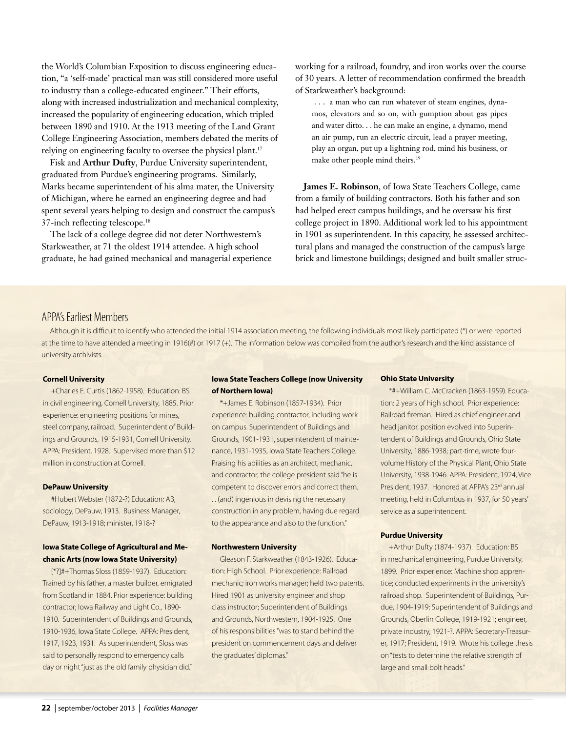the World's Columbian Exposition to discuss engineering education, "a 'self-made' practical man was still considered more useful to industry than a college-educated engineer." Their efforts, along with increased industrialization and mechanical complexity, increased the popularity of engineering education, which tripled between 1890 and 1910. At the 1913 meeting of the Land Grant College Engineering Association, members debated the merits of relying on engineering faculty to oversee the physical plant.[17]

Fisk and **Arthur Dufty**, Purdue University superintendent, graduated from Purdue's engineering programs. Similarly, Marks became superintendent of his alma mater, the University of Michigan, where he earned an engineering degree and had spent several years helping to design and construct the campus's 37-inch reflecting telescope.[18]

The lack of a college degree did not deter Northwestern's Starkweather, at 71 the oldest 1914 attendee. A high school graduate, he had gained mechanical and managerial experience working for a railroad, foundry, and iron works over the course of 30 years. A letter of recommendation confirmed the breadth of Starkweather's background:

> . . . a man who can run whatever of steam engines, dynamos, elevators and so on, with gumption about gas pipes and water ditto. . . he can make an engine, a dynamo, mend an air pump, run an electric circuit, lead a prayer meeting, play an organ, put up a lightning rod, mind his business, or make other people mind theirs.[19]

**James E. Robinson**, of Iowa State Teachers College, came from a family of building contractors. Both his father and son had helped erect campus buildings, and he oversaw his first college project in 1890. Additional work led to his appointment in 1901 as superintendent. In this capacity, he assessed architectural plans and managed the construction of the campus's large brick and limestone buildings; designed and built smaller struc-

## APPA's Earliest Members

Although it is difficult to identify who attended the initial 1914 association meeting, the following individuals most likely participated (*) or were reported at the time to have attended a meeting in 1916(#) or 1917 (+). The information below was compiled from the author's research and the kind assistance of university archivists.

**Cornell University**

+Charles E. Curtis (1862-1958). Education: BS in civil engineering, Cornell University, 1885. Prior experience: engineering positions for mines, steel company, railroad. Superintendent of Buildings and Grounds, 1915-1931, Cornell University. APPA: President, 1928. Supervised more than $12 million in construction at Cornell.

**DePauw University**

#Hubert Webster (1872-?) Education: AB, sociology, DePauw, 1913. Business Manager, DePauw, 1913-1918; minister, 1918-?

**Iowa State College of Agricultural and Mechanic Arts (now Iowa State University)**

[*?]#+Thomas Sloss (1859-1937). Education: Trained by his father, a master builder, emigrated from Scotland in 1884. Prior experience: building contractor; Iowa Railway and Light Co., 1890-1910. Superintendent of Buildings and Grounds, 1910-1936, Iowa State College. APPA: President, 1917, 1923, 1931. As superintendent, Sloss was said to personally respond to emergency calls day or night "just as the old family physician did."

**Iowa State Teachers College (now University of Northern Iowa)**

*+James E. Robinson (1857-1934). Prior experience: building contractor, including work on campus. Superintendent of Buildings and Grounds, 1901-1931, superintendent of maintenance, 1931-1935, Iowa State Teachers College. Praising his abilities as an architect, mechanic, and contractor, the college president said "he is competent to discover errors and correct them. . . (and) ingenious in devising the necessary construction in any problem, having due regard to the appearance and also to the function."

**Northwestern University**

Gleason F. Starkweather (1843-1926). Education: High School. Prior experience: Railroad mechanic; iron works manager; held two patents. Hired 1901 as university engineer and shop class instructor; Superintendent of Buildings and Grounds, Northwestern, 1904-1925. One of his responsibilities "was to stand behind the president on commencement days and deliver the graduates' diplomas."

**Ohio State University**

*#+William C. McCracken (1863-1959). Education: 2 years of high school. Prior experience: Railroad fireman. Hired as chief engineer and head janitor, position evolved into Superintendent of Buildings and Grounds, Ohio State University, 1886-1938; part-time, wrote four-volume History of the Physical Plant, Ohio State University, 1938-1946. APPA: President, 1924, Vice President, 1937. Honored at APPA's 23rd annual meeting, held in Columbus in 1937, for 50 years' service as a superintendent.

**Purdue University**

+Arthur Dufty (1874-1937). Education: BS in mechanical engineering, Purdue University, 1899. Prior experience: Machine shop apprentice; conducted experiments in the university's railroad shop. Superintendent of Buildings, Purdue, 1904-1919; Superintendent of Buildings and Grounds, Oberlin College, 1919-1921; engineer, private industry, 1921-?. APPA: Secretary-Treasurer, 1917; President, 1919. Wrote his college thesis on "tests to determine the relative strength of large and small bolt heads."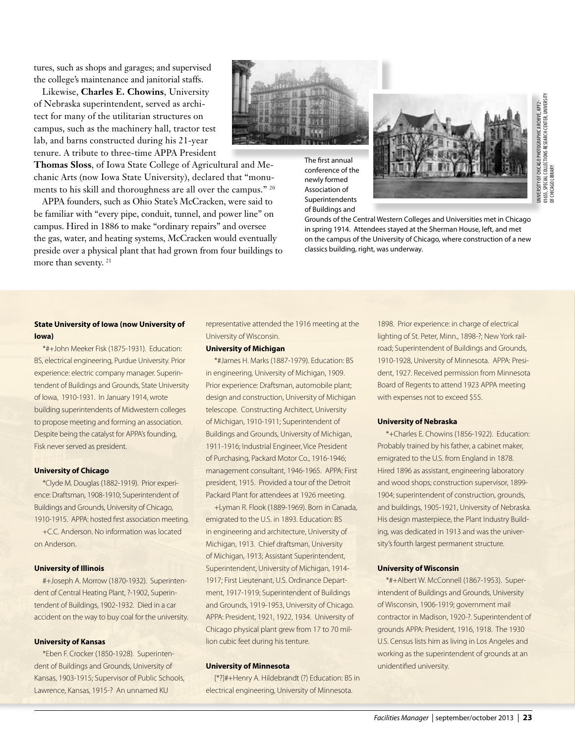tures, such as shops and garages; and supervised the college's maintenance and janitorial staffs.

Likewise, **Charles E. Chowins**, University of Nebraska superintendent, served as architect for many of the utilitarian structures on campus, such as the machinery hall, tractor test lab, and barns constructed during his 21-year tenure. A tribute to three-time APPA President **Thomas Sloss**, of Iowa State College of Agricultural and Mechanic Arts (now Iowa State University), declared that "monuments to his skill and thoroughness are all over the campus." [20]

APPA founders, such as Ohio State's McCracken, were said to be familiar with "every pipe, conduit, tunnel, and power line" on campus. Hired in 1886 to make "ordinary repairs" and oversee the gas, water, and heating systems, McCracken would eventually preside over a physical plant that had grown from four buildings to more than seventy. [21]

The first annual conference of the newly formed Association of Superintendents of Buildings and Grounds of the Central Western Colleges and Universities met in Chicago in spring 1914. Attendees stayed at the Sherman House, left, and met on the campus of the University of Chicago, where construction of a new classics building, right, was underway.

UNIVERSITY OF CHICAGO PHOTOGRAPHIC ARCHIVE, APF2-01655, SPECIAL COLLECTIONS RESEARCH CENTER, UNIVERSITY OF CHICAGO LIBRARY

**State University of Iowa (now University of Iowa)**

*#+John Meeker Fisk (1875-1931). Education: BS, electrical engineering, Purdue University. Prior experience: electric company manager. Superintendent of Buildings and Grounds, State University of Iowa, 1910-1931. In January 1914, wrote building superintendents of Midwestern colleges to propose meeting and forming an association. Despite being the catalyst for APPA's founding, Fisk never served as president.

**University of Chicago**

*Clyde M. Douglas (1882-1919). Prior experience: Draftsman, 1908-1910; Superintendent of Buildings and Grounds, University of Chicago, 1910-1915. APPA: hosted first association meeting.

+C.C. Anderson. No information was located on Anderson.

**University of Illinois**

#+Joseph A. Morrow (1870-1932). Superintendent of Central Heating Plant, ?-1902, Superintendent of Buildings, 1902-1932. Died in a car accident on the way to buy coal for the university.

**University of Kansas**

*Eben F. Crocker (1850-1928). Superintendent of Buildings and Grounds, University of Kansas, 1903-1915; Supervisor of Public Schools, Lawrence, Kansas, 1915-? An unnamed KU representative attended the 1916 meeting at the University of Wisconsin.

**University of Michigan**

*#James H. Marks (1887-1979). Education: BS in engineering, University of Michigan, 1909. Prior experience: Draftsman, automobile plant; design and construction, University of Michigan telescope. Constructing Architect, University of Michigan, 1910-1911; Superintendent of Buildings and Grounds, University of Michigan, 1911-1916; Industrial Engineer, Vice President of Purchasing, Packard Motor Co., 1916-1946; management consultant, 1946-1965. APPA: First president, 1915. Provided a tour of the Detroit Packard Plant for attendees at 1926 meeting.

+Lyman R. Flook (1889-1969). Born in Canada, emigrated to the U.S. in 1893. Education: BS in engineering and architecture, University of Michigan, 1913. Chief draftsman, University of Michigan, 1913; Assistant Superintendent, Superintendent, University of Michigan, 1914-1917; First Lieutenant, U.S. Ordinance Department, 1917-1919; Superintendent of Buildings and Grounds, 1919-1953, University of Chicago. APPA: President, 1921, 1922, 1934. University of Chicago physical plant grew from 17 to 70 million cubic feet during his tenture.

**University of Minnesota**

[*?]#+Henry A. Hildebrandt (?) Education: BS in electrical engineering, University of Minnesota. 1898. Prior experience: in charge of electrical lighting of St. Peter, Minn., 1898-?; New York railroad; Superintendent of Buildings and Grounds, 1910-1928, University of Minnesota. APPA: President, 1927. Received permission from Minnesota Board of Regents to attend 1923 APPA meeting with expenses not to exceed $55.

**University of Nebraska**

*+Charles E. Chowins (1856-1922). Education: Probably trained by his father, a cabinet maker, emigrated to the U.S. from England in 1878. Hired 1896 as assistant, engineering laboratory and wood shops; construction supervisor, 1899-1904; superintendent of construction, grounds, and buildings, 1905-1921, University of Nebraska. His design masterpiece, the Plant Industry Building, was dedicated in 1913 and was the university's fourth largest permanent structure.

**University of Wisconsin**

*#+Albert W. McConnell (1867-1953). Superintendent of Buildings and Grounds, University of Wisconsin, 1906-1919; government mail contractor in Madison, 1920-?. Superintendent of grounds APPA: President, 1916, 1918. The 1930 U.S. Census lists him as living in Los Angeles and working as the superintendent of grounds at an unidentified university.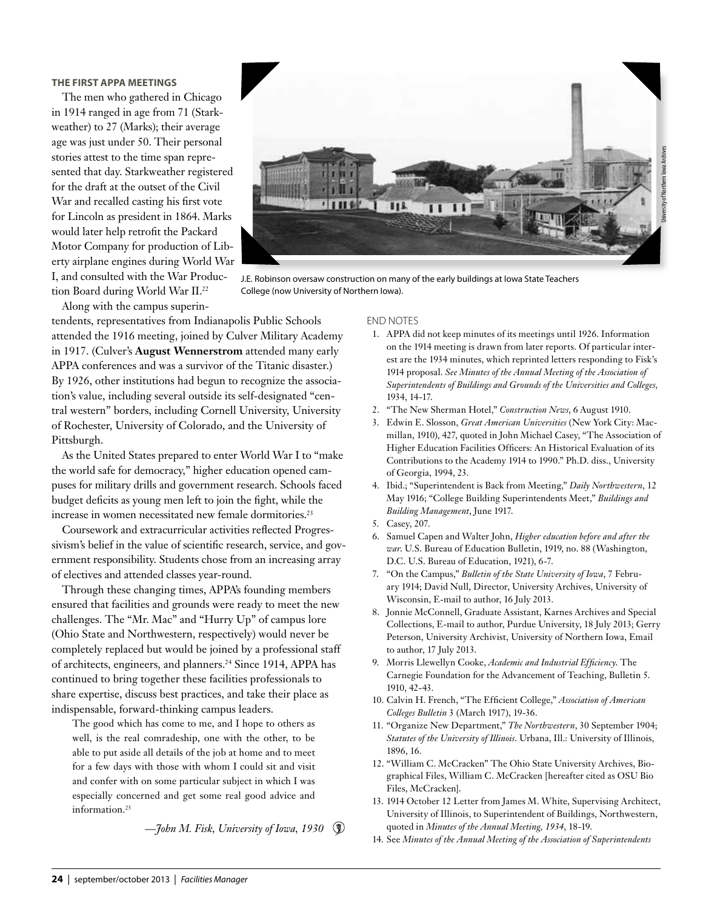### THE FIRST APPA MEETINGS

The men who gathered in Chicago in 1914 ranged in age from 71 (Starkweather) to 27 (Marks); their average age was just under 50. Their personal stories attest to the time span represented that day. Starkweather registered for the draft at the outset of the Civil War and recalled casting his first vote for Lincoln as president in 1864. Marks would later help retrofit the Packard Motor Company for production of Liberty airplane engines during World War I, and consulted with the War Production Board during World War II.[22]

Along with the campus superintendents, representatives from Indianapolis Public Schools attended the 1916 meeting, joined by Culver Military Academy in 1917. (Culver's **August Wennerstrom** attended many early APPA conferences and was a survivor of the Titanic disaster.) By 1926, other institutions had begun to recognize the association's value, including several outside its self-designated "central western" borders, including Cornell University, University of Rochester, University of Colorado, and the University of Pittsburgh.

As the United States prepared to enter World War I to "make the world safe for democracy," higher education opened campuses for military drills and government research. Schools faced budget deficits as young men left to join the fight, while the increase in women necessitated new female dormitories.[23]

Coursework and extracurricular activities reflected Progressivism's belief in the value of scientific research, service, and government responsibility. Students chose from an increasing array of electives and attended classes year-round.

Through these changing times, APPA's founding members ensured that facilities and grounds were ready to meet the new challenges. The "Mr. Mac" and "Hurry Up" of campus lore (Ohio State and Northwestern, respectively) would never be completely replaced but would be joined by a professional staff of architects, engineers, and planners.[24] Since 1914, APPA has continued to bring together these facilities professionals to share expertise, discuss best practices, and take their place as indispensable, forward-thinking campus leaders.

> The good which has come to me, and I hope to others as well, is the real comradeship, one with the other, to be able to put aside all details of the job at home and to meet for a few days with those with whom I could sit and visit and confer with on some particular subject in which I was especially concerned and get some real good advice and information.[25]
>
> —*John M. Fisk, University of Iowa, 1930*

J.E. Robinson oversaw construction on many of the early buildings at Iowa State Teachers College (now University of Northern Iowa).

University of Northern Iowa Archives

#### END NOTES

1. APPA did not keep minutes of its meetings until 1926. Information on the 1914 meeting is drawn from later reports. Of particular interest are the 1934 minutes, which reprinted letters responding to Fisk's 1914 proposal. *See Minutes of the Annual Meeting of the Association of Superintendents of Buildings and Grounds of the Universities and Colleges*, 1934, 14-17.
2. "The New Sherman Hotel," *Construction News*, 6 August 1910.
3. Edwin E. Slosson, *Great American Universities* (New York City: Macmillan, 1910), 427, quoted in John Michael Casey, "The Association of Higher Education Facilities Officers: An Historical Evaluation of its Contributions to the Academy 1914 to 1990." Ph.D. diss., University of Georgia, 1994, 23.
4. Ibid.; "Superintendent is Back from Meeting," *Daily Northwestern*, 12 May 1916; "College Building Superintendents Meet," *Buildings and Building Management*, June 1917.
5. Casey, 207.
6. Samuel Capen and Walter John, *Higher education before and after the war*. U.S. Bureau of Education Bulletin, 1919, no. 88 (Washington, D.C. U.S. Bureau of Education, 1921), 6-7.
7. "On the Campus," *Bulletin of the State University of Iowa*, 7 February 1914; David Null, Director, University Archives, University of Wisconsin, E-mail to author, 16 July 2013.
8. Jonnie McConnell, Graduate Assistant, Karnes Archives and Special Collections, E-mail to author, Purdue University, 18 July 2013; Gerry Peterson, University Archivist, University of Northern Iowa, Email to author, 17 July 2013.
9. Morris Llewellyn Cooke, *Academic and Industrial Efficiency*. The Carnegie Foundation for the Advancement of Teaching, Bulletin 5. 1910, 42-43.
10. Calvin H. French, "The Efficient College," *Association of American Colleges Bulletin* 3 (March 1917), 19-36.
11. "Organize New Department," *The Northwestern*, 30 September 1904; *Statutes of the University of Illinois*. Urbana, Ill.: University of Illinois, 1896, 16.
12. "William C. McCracken" The Ohio State University Archives, Biographical Files, William C. McCracken [hereafter cited as OSU Bio Files, McCracken].
13. 1914 October 12 Letter from James M. White, Supervising Architect, University of Illinois, to Superintendent of Buildings, Northwestern, quoted in *Minutes of the Annual Meeting, 1934*, 18-19.
14. See *Minutes of the Annual Meeting of the Association of Superintendents*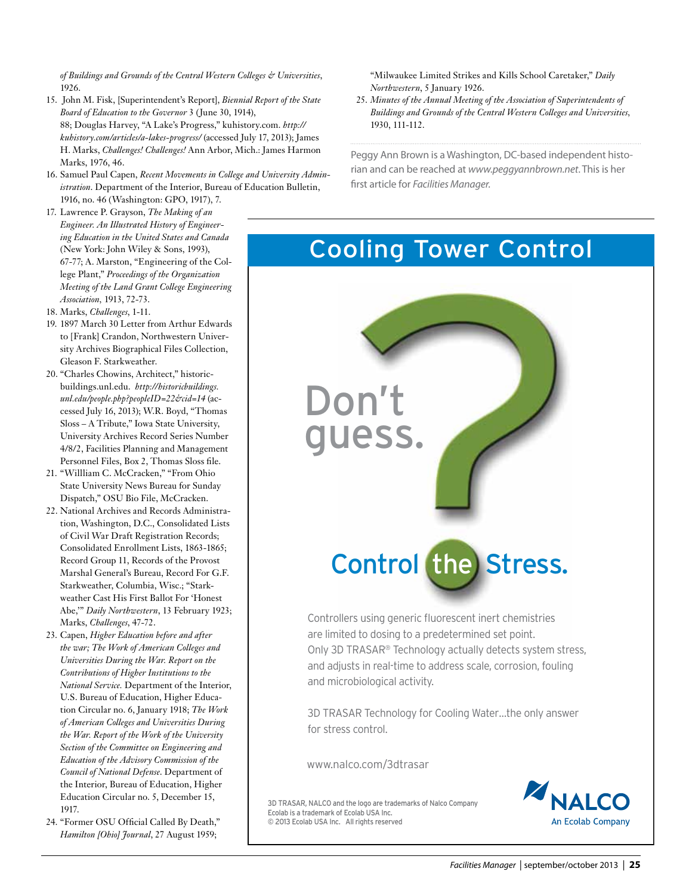*of Buildings and Grounds of the Central Western Colleges & Universities*, 1926.

15. John M. Fisk, [Superintendent's Report], *Biennial Report of the State Board of Education to the Governor* 3 (June 30, 1914), 88; Douglas Harvey, "A Lake's Progress," kuhistory.com. *http://kuhistory.com/articles/a-lakes-progress/* (accessed July 17, 2013); James H. Marks, *Challenges! Challenges!* Ann Arbor, Mich.: James Harmon Marks, 1976, 46.
16. Samuel Paul Capen, *Recent Movements in College and University Administration*. Department of the Interior, Bureau of Education Bulletin, 1916, no. 46 (Washington: GPO, 1917), 7.
17. Lawrence P. Grayson, *The Making of an Engineer. An Illustrated History of Engineering Education in the United States and Canada* (New York: John Wiley & Sons, 1993), 67-77; A. Marston, "Engineering of the College Plant," *Proceedings of the Organization Meeting of the Land Grant College Engineering Association*, 1913, 72-73.
18. Marks, *Challenges*, 1-11.
19. 1897 March 30 Letter from Arthur Edwards to [Frank] Crandon, Northwestern University Archives Biographical Files Collection, Gleason F. Starkweather.
20. "Charles Chowins, Architect," historicbuildings.unl.edu. *http://historicbuildings.unl.edu/people.php?peopleID=22&cid=14* (accessed July 16, 2013); W.R. Boyd, "Thomas Sloss – A Tribute," Iowa State University, University Archives Record Series Number 4/8/2, Facilities Planning and Management Personnel Files, Box 2, Thomas Sloss file.
21. "Willliam C. McCracken," "From Ohio State University News Bureau for Sunday Dispatch," OSU Bio File, McCracken.
22. National Archives and Records Administration, Washington, D.C., Consolidated Lists of Civil War Draft Registration Records; Consolidated Enrollment Lists, 1863-1865; Record Group 11, Records of the Provost Marshal General's Bureau, Record For G.F. Starkweather, Columbia, Wisc.; "Starkweather Cast His First Ballot For 'Honest Abe,'" *Daily Northwestern*, 13 February 1923; Marks, *Challenges*, 47-72.
23. Capen, *Higher Education before and after the war; The Work of American Colleges and Universities During the War. Report on the Contributions of Higher Institutions to the National Service.* Department of the Interior, U.S. Bureau of Education, Higher Education Circular no. 6, January 1918; *The Work of American Colleges and Universities During the War. Report of the Work of the University Section of the Committee on Engineering and Education of the Advisory Commission of the Council of National Defense*. Department of the Interior, Bureau of Education, Higher Education Circular no. 5, December 15, 1917.
24. "Former OSU Official Called By Death," *Hamilton [Ohio] Journal*, 27 August 1959; "Milwaukee Limited Strikes and Kills School Caretaker," *Daily Northwestern*, 5 January 1926.
25. *Minutes of the Annual Meeting of the Association of Superintendents of Buildings and Grounds of the Central Western Colleges and Universities*, 1930, 111-112.

Peggy Ann Brown is a Washington, DC-based independent historian and can be reached at *www.peggyannbrown.net*. This is her first article for *Facilities Manager.*

## Cooling Tower Control

Don't guess.

Control the Stress.

Controllers using generic fluorescent inert chemistries are limited to dosing to a predetermined set point. Only 3D TRASAR® Technology actually detects system stress, and adjusts in real-time to address scale, corrosion, fouling and microbiological activity.

3D TRASAR Technology for Cooling Water...the only answer for stress control.

www.nalco.com/3dtrasar

3D TRASAR, NALCO and the logo are trademarks of Nalco Company
Ecolab is a trademark of Ecolab USA Inc.
© 2013 Ecolab USA Inc. All rights reserved

NALCO
An Ecolab Company